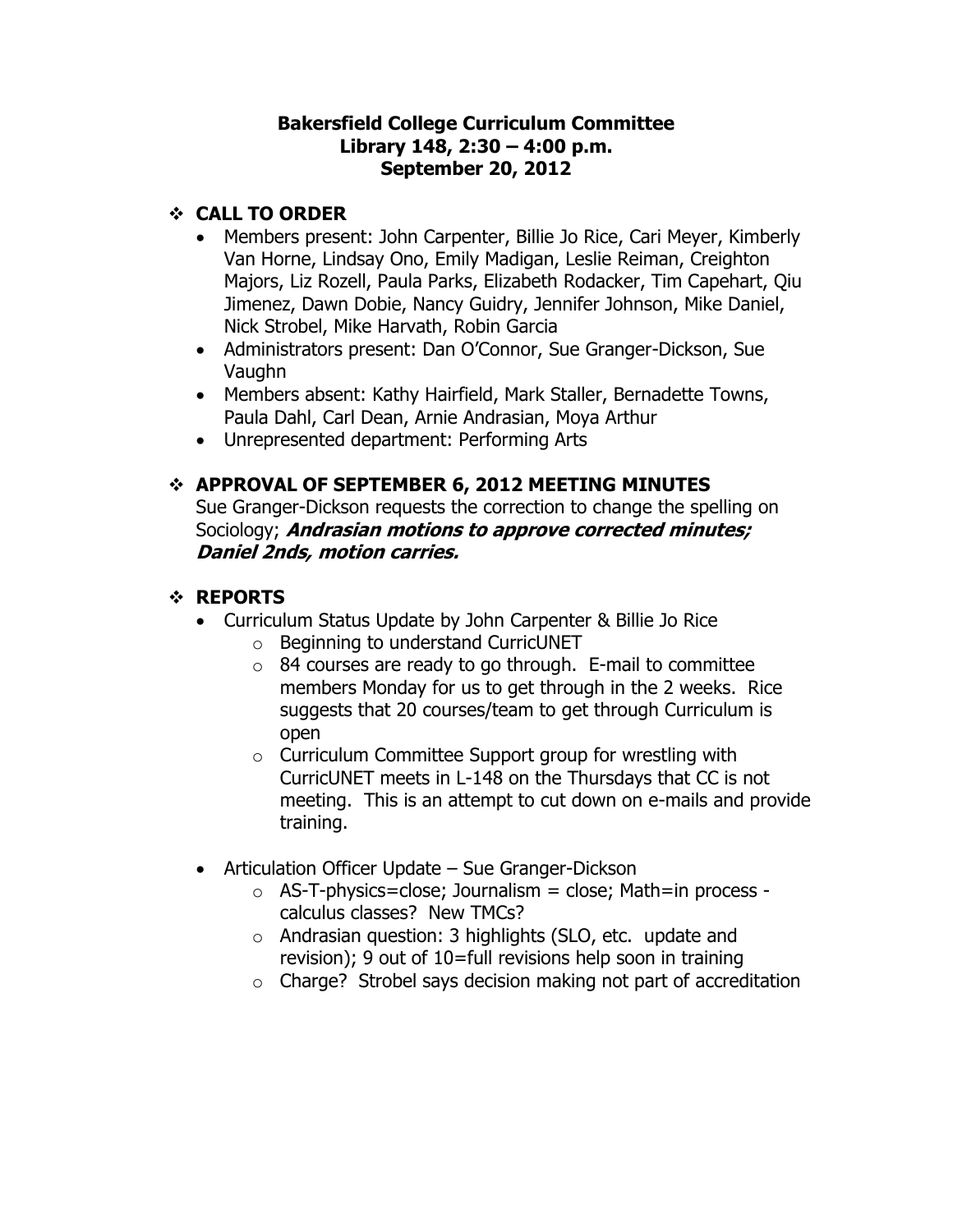**Bakersfield College Curriculum Committee**
**Library 148, 2:30 – 4:00 p.m.**
**September 20, 2012**

## ❖ CALL TO ORDER

- Members present: John Carpenter, Billie Jo Rice, Cari Meyer, Kimberly Van Horne, Lindsay Ono, Emily Madigan, Leslie Reiman, Creighton Majors, Liz Rozell, Paula Parks, Elizabeth Rodacker, Tim Capehart, Qiu Jimenez, Dawn Dobie, Nancy Guidry, Jennifer Johnson, Mike Daniel, Nick Strobel, Mike Harvath, Robin Garcia
- Administrators present: Dan O'Connor, Sue Granger-Dickson, Sue Vaughn
- Members absent: Kathy Hairfield, Mark Staller, Bernadette Towns, Paula Dahl, Carl Dean, Arnie Andrasian, Moya Arthur
- Unrepresented department: Performing Arts

## ❖ APPROVAL OF SEPTEMBER 6, 2012 MEETING MINUTES

Sue Granger-Dickson requests the correction to change the spelling on Sociology; ***Andrasian motions to approve corrected minutes; Daniel 2nds, motion carries.***

## ❖ REPORTS

- Curriculum Status Update by John Carpenter & Billie Jo Rice
  - Beginning to understand CurricUNET
  - 84 courses are ready to go through. E-mail to committee members Monday for us to get through in the 2 weeks. Rice suggests that 20 courses/team to get through Curriculum is open
  - Curriculum Committee Support group for wrestling with CurricUNET meets in L-148 on the Thursdays that CC is not meeting. This is an attempt to cut down on e-mails and provide training.

- Articulation Officer Update – Sue Granger-Dickson
  - AS-T-physics=close; Journalism = close; Math=in process - calculus classes? New TMCs?
  - Andrasian question: 3 highlights (SLO, etc. update and revision); 9 out of 10=full revisions help soon in training
  - Charge? Strobel says decision making not part of accreditation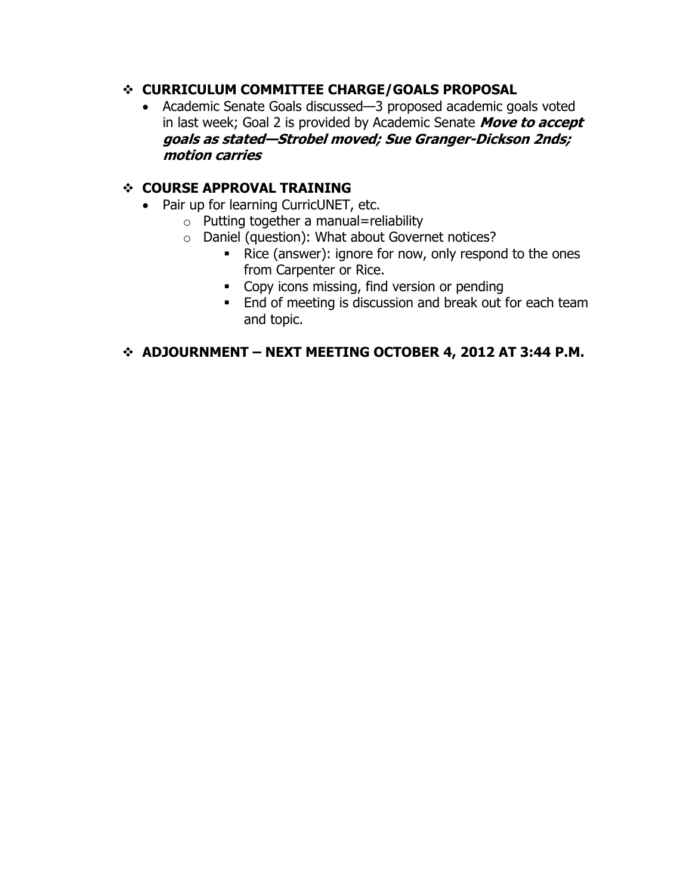- **CURRICULUM COMMITTEE CHARGE/GOALS PROPOSAL**
  - Academic Senate Goals discussed—3 proposed academic goals voted in last week; Goal 2 is provided by Academic Senate ***Move to accept goals as stated—Strobel moved; Sue Granger-Dickson 2nds; motion carries***

- **COURSE APPROVAL TRAINING**
  - Pair up for learning CurricUNET, etc.
    - Putting together a manual=reliability
    - Daniel (question): What about Governet notices?
      - Rice (answer): ignore for now, only respond to the ones from Carpenter or Rice.
      - Copy icons missing, find version or pending
      - End of meeting is discussion and break out for each team and topic.

- **ADJOURNMENT – NEXT MEETING OCTOBER 4, 2012 AT 3:44 P.M.**